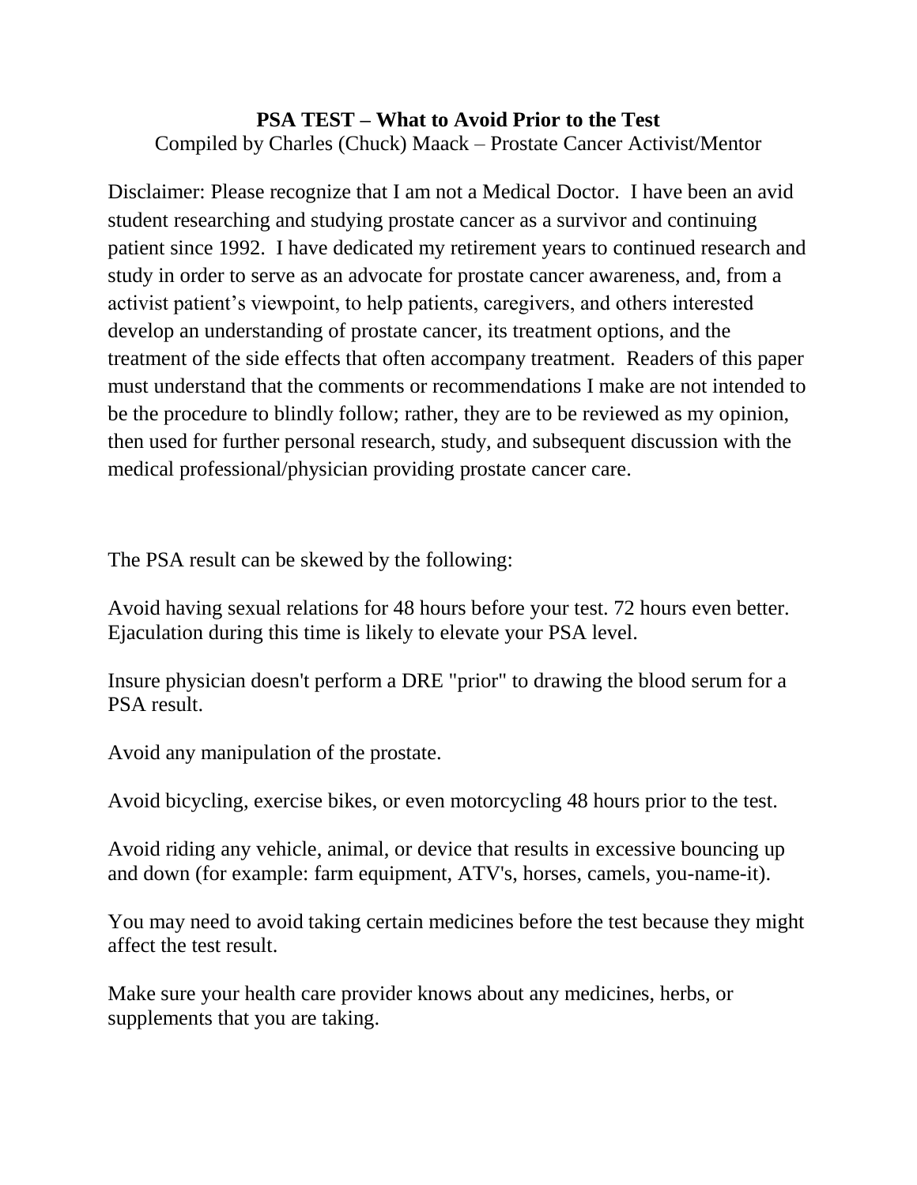# PSA TEST – What to Avoid Prior to the Test

Compiled by Charles (Chuck) Maack – Prostate Cancer Activist/Mentor

Disclaimer: Please recognize that I am not a Medical Doctor. I have been an avid student researching and studying prostate cancer as a survivor and continuing patient since 1992. I have dedicated my retirement years to continued research and study in order to serve as an advocate for prostate cancer awareness, and, from a activist patient's viewpoint, to help patients, caregivers, and others interested develop an understanding of prostate cancer, its treatment options, and the treatment of the side effects that often accompany treatment. Readers of this paper must understand that the comments or recommendations I make are not intended to be the procedure to blindly follow; rather, they are to be reviewed as my opinion, then used for further personal research, study, and subsequent discussion with the medical professional/physician providing prostate cancer care.

The PSA result can be skewed by the following:

Avoid having sexual relations for 48 hours before your test. 72 hours even better. Ejaculation during this time is likely to elevate your PSA level.

Insure physician doesn't perform a DRE "prior" to drawing the blood serum for a PSA result.

Avoid any manipulation of the prostate.

Avoid bicycling, exercise bikes, or even motorcycling 48 hours prior to the test.

Avoid riding any vehicle, animal, or device that results in excessive bouncing up and down (for example: farm equipment, ATV's, horses, camels, you-name-it).

You may need to avoid taking certain medicines before the test because they might affect the test result.

Make sure your health care provider knows about any medicines, herbs, or supplements that you are taking.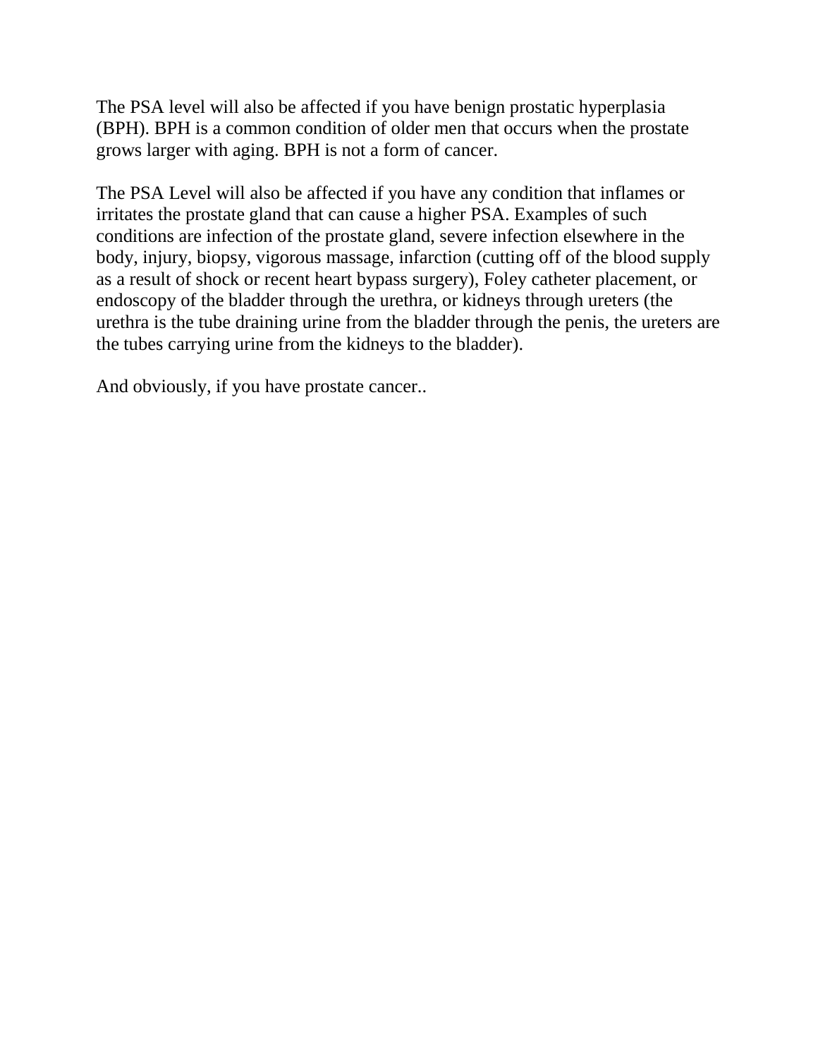The PSA level will also be affected if you have benign prostatic hyperplasia (BPH). BPH is a common condition of older men that occurs when the prostate grows larger with aging. BPH is not a form of cancer.

The PSA Level will also be affected if you have any condition that inflames or irritates the prostate gland that can cause a higher PSA. Examples of such conditions are infection of the prostate gland, severe infection elsewhere in the body, injury, biopsy, vigorous massage, infarction (cutting off of the blood supply as a result of shock or recent heart bypass surgery), Foley catheter placement, or endoscopy of the bladder through the urethra, or kidneys through ureters (the urethra is the tube draining urine from the bladder through the penis, the ureters are the tubes carrying urine from the kidneys to the bladder).

And obviously, if you have prostate cancer..